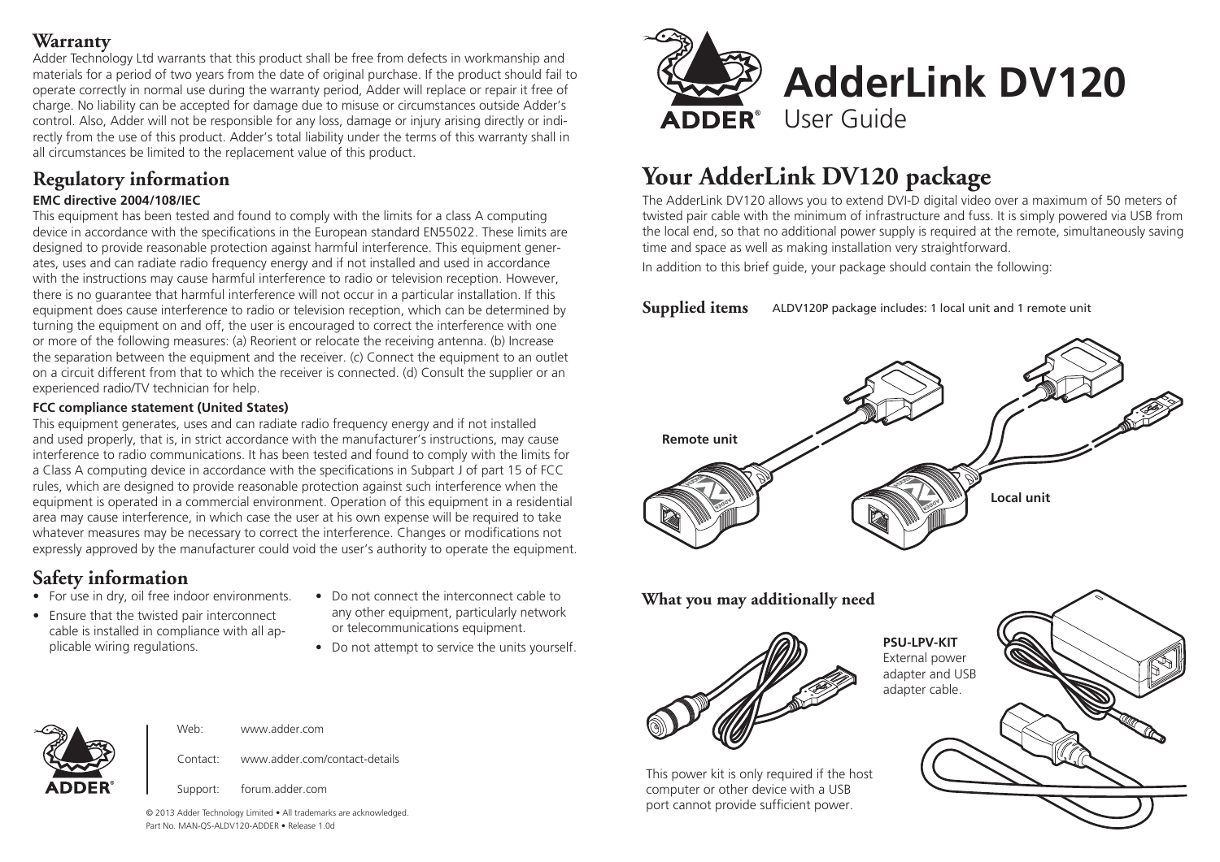## Warranty

Adder Technology Ltd warrants that this product shall be free from defects in workmanship and materials for a period of two years from the date of original purchase. If the product should fail to operate correctly in normal use during the warranty period, Adder will replace or repair it free of charge. No liability can be accepted for damage due to misuse or circumstances outside Adder's control. Also, Adder will not be responsible for any loss, damage or injury arising directly or indirectly from the use of this product. Adder's total liability under the terms of this warranty shall in all circumstances be limited to the replacement value of this product.

## Regulatory information

**EMC directive 2004/108/IEC**

This equipment has been tested and found to comply with the limits for a class A computing device in accordance with the specifications in the European standard EN55022. These limits are designed to provide reasonable protection against harmful interference. This equipment generates, uses and can radiate radio frequency energy and if not installed and used in accordance with the instructions may cause harmful interference to radio or television reception. However, there is no guarantee that harmful interference will not occur in a particular installation. If this equipment does cause interference to radio or television reception, which can be determined by turning the equipment on and off, the user is encouraged to correct the interference with one or more of the following measures: (a) Reorient or relocate the receiving antenna. (b) Increase the separation between the equipment and the receiver. (c) Connect the equipment to an outlet on a circuit different from that to which the receiver is connected. (d) Consult the supplier or an experienced radio/TV technician for help.

**FCC compliance statement (United States)**

This equipment generates, uses and can radiate radio frequency energy and if not installed and used properly, that is, in strict accordance with the manufacturer's instructions, may cause interference to radio communications. It has been tested and found to comply with the limits for a Class A computing device in accordance with the specifications in Subpart J of part 15 of FCC rules, which are designed to provide reasonable protection against such interference when the equipment is operated in a commercial environment. Operation of this equipment in a residential area may cause interference, in which case the user at his own expense will be required to take whatever measures may be necessary to correct the interference. Changes or modifications not expressly approved by the manufacturer could void the user's authority to operate the equipment.

## Safety information

- For use in dry, oil free indoor environments.
- Ensure that the twisted pair interconnect cable is installed in compliance with all applicable wiring regulations.
- Do not connect the interconnect cable to any other equipment, particularly network or telecommunications equipment.
- Do not attempt to service the units yourself.

Web: www.adder.com

Contact: www.adder.com/contact-details

Support: forum.adder.com

© 2013 Adder Technology Limited • All trademarks are acknowledged.
Part No. MAN-QS-ALDV120-ADDER • Release 1.0d

# AdderLink DV120

User Guide

## Your AdderLink DV120 package

The AdderLink DV120 allows you to extend DVI-D digital video over a maximum of 50 meters of twisted pair cable with the minimum of infrastructure and fuss. It is simply powered via USB from the local end, so that no additional power supply is required at the remote, simultaneously saving time and space as well as making installation very straightforward.

In addition to this brief guide, your package should contain the following:

### Supplied items

ALDV120P package includes: 1 local unit and 1 remote unit

Remote unit

Local unit

### What you may additionally need

**PSU-LPV-KIT**
External power adapter and USB adapter cable.

This power kit is only required if the host computer or other device with a USB port cannot provide sufficient power.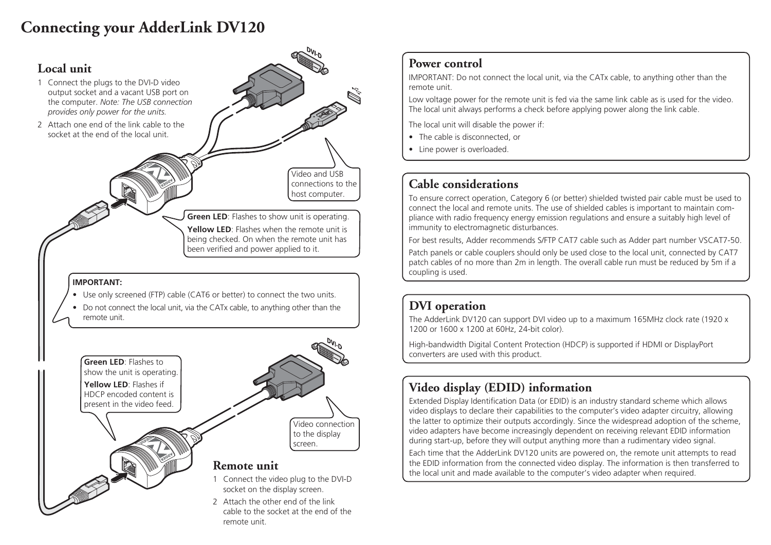# Connecting your AdderLink DV120

## Local unit

1. Connect the plugs to the DVI-D video output socket and a vacant USB port on the computer. *Note: The USB connection provides only power for the units.*
2. Attach one end of the link cable to the socket at the end of the local unit.

DVI-D

Video and USB connections to the host computer.

**Green LED**: Flashes to show unit is operating.

**Yellow LED**: Flashes when the remote unit is being checked. On when the remote unit has been verified and power applied to it.

**IMPORTANT:**

- Use only screened (FTP) cable (CAT6 or better) to connect the two units.
- Do not connect the local unit, via the CATx cable, to anything other than the remote unit.

DVI-D

**Green LED**: Flashes to show the unit is operating.

**Yellow LED**: Flashes if HDCP encoded content is present in the video feed.

Video connection to the display screen.

## Remote unit

1. Connect the video plug to the DVI-D socket on the display screen.
2. Attach the other end of the link cable to the socket at the end of the remote unit.

## Power control

IMPORTANT: Do not connect the local unit, via the CATx cable, to anything other than the remote unit.

Low voltage power for the remote unit is fed via the same link cable as is used for the video. The local unit always performs a check before applying power along the link cable.

The local unit will disable the power if:

- The cable is disconnected, or
- Line power is overloaded.

## Cable considerations

To ensure correct operation, Category 6 (or better) shielded twisted pair cable must be used to connect the local and remote units. The use of shielded cables is important to maintain compliance with radio frequency energy emission regulations and ensure a suitably high level of immunity to electromagnetic disturbances.

For best results, Adder recommends S/FTP CAT7 cable such as Adder part number VSCAT7-50.

Patch panels or cable couplers should only be used close to the local unit, connected by CAT7 patch cables of no more than 2m in length. The overall cable run must be reduced by 5m if a coupling is used.

## DVI operation

The AdderLink DV120 can support DVI video up to a maximum 165MHz clock rate (1920 x 1200 or 1600 x 1200 at 60Hz, 24-bit color).

High-bandwidth Digital Content Protection (HDCP) is supported if HDMI or DisplayPort converters are used with this product.

## Video display (EDID) information

Extended Display Identification Data (or EDID) is an industry standard scheme which allows video displays to declare their capabilities to the computer's video adapter circuitry, allowing the latter to optimize their outputs accordingly. Since the widespread adoption of the scheme, video adapters have become increasingly dependent on receiving relevant EDID information during start-up, before they will output anything more than a rudimentary video signal.

Each time that the AdderLink DV120 units are powered on, the remote unit attempts to read the EDID information from the connected video display. The information is then transferred to the local unit and made available to the computer's video adapter when required.